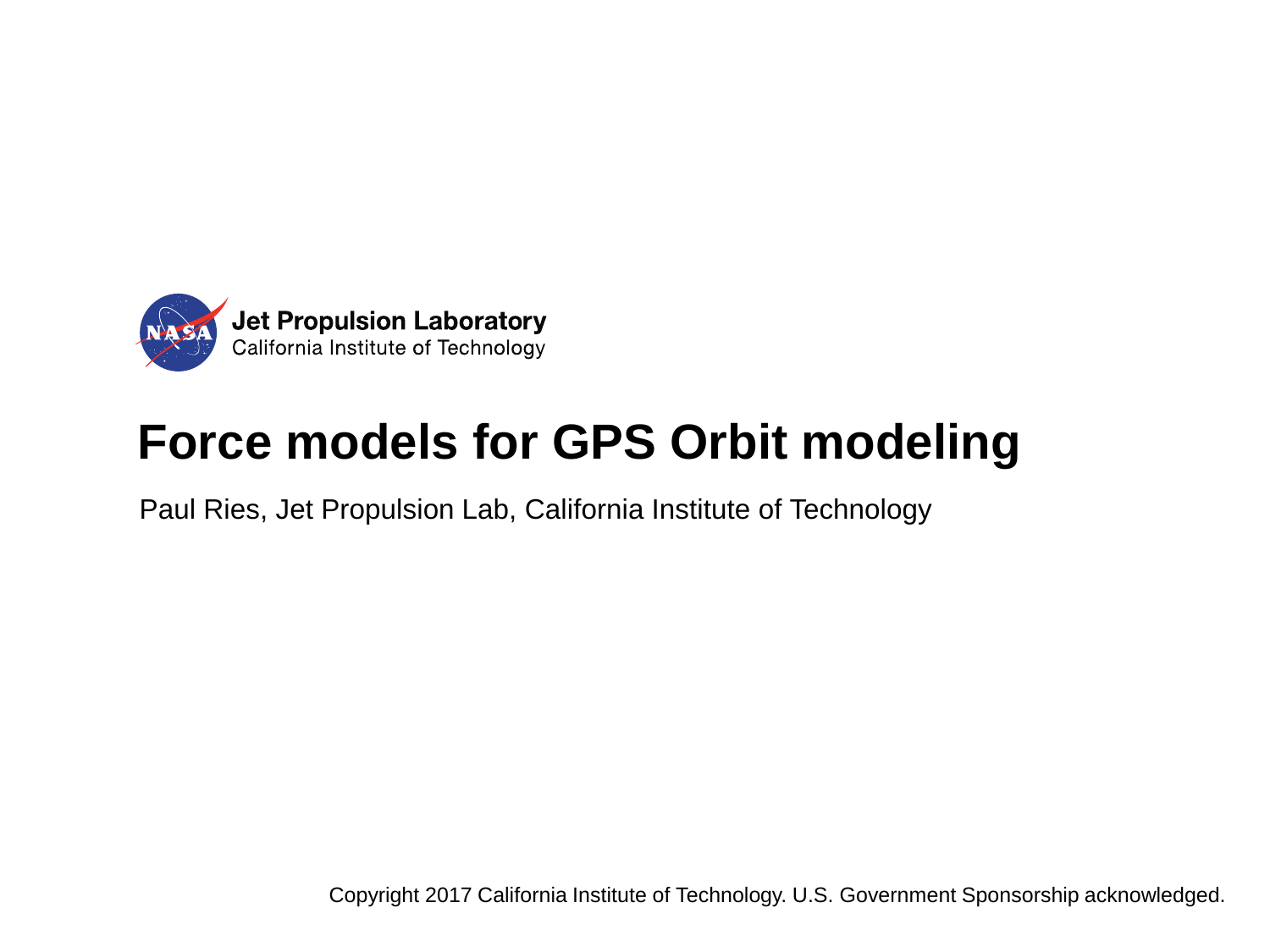Jet Propulsion Laboratory
California Institute of Technology

# Force models for GPS Orbit modeling

Paul Ries, Jet Propulsion Lab, California Institute of Technology

Copyright 2017 California Institute of Technology. U.S. Government Sponsorship acknowledged.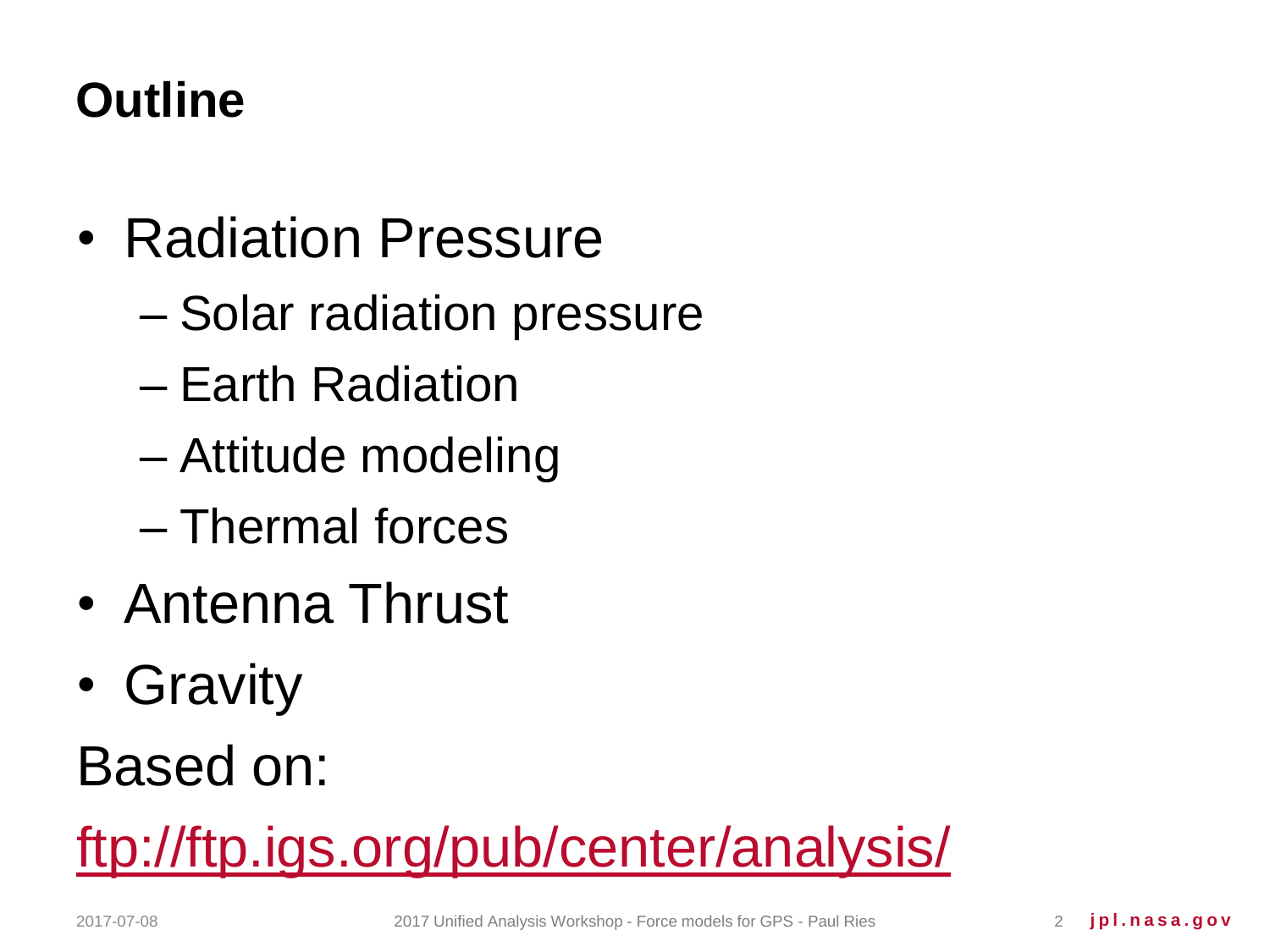# Outline

- Radiation Pressure
  - Solar radiation pressure
  - Earth Radiation
  - Attitude modeling
  - Thermal forces
- Antenna Thrust
- Gravity

Based on:

ftp://ftp.igs.org/pub/center/analysis/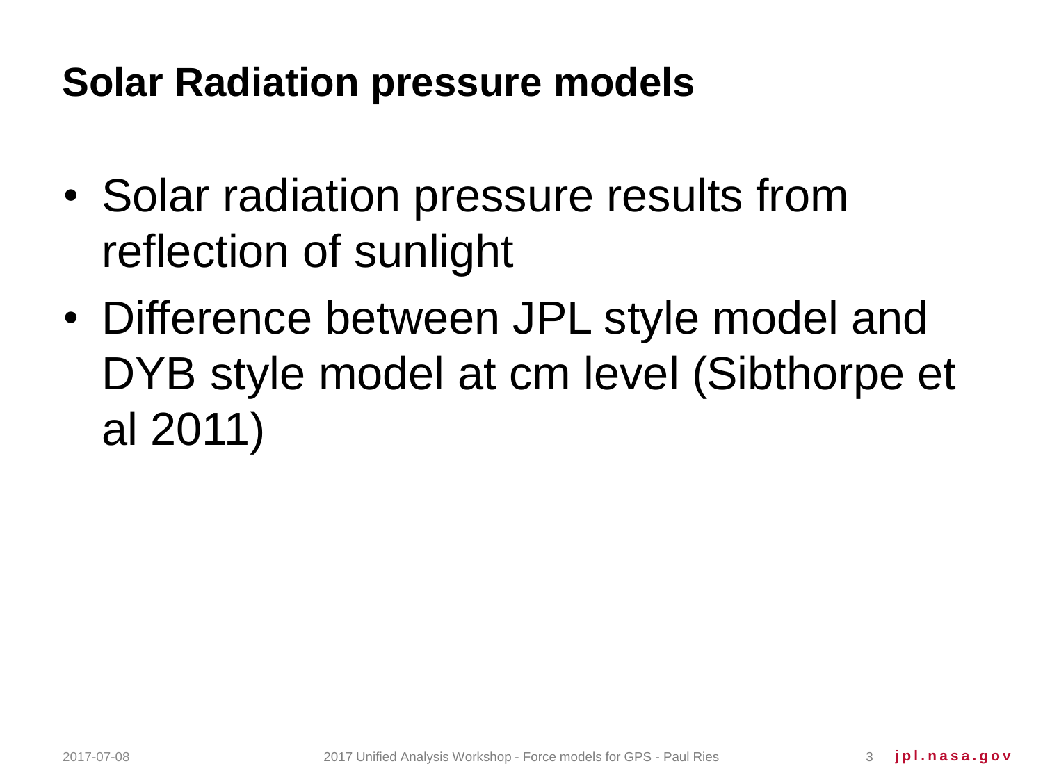# Solar Radiation pressure models

- Solar radiation pressure results from reflection of sunlight
- Difference between JPL style model and DYB style model at cm level (Sibthorpe et al 2011)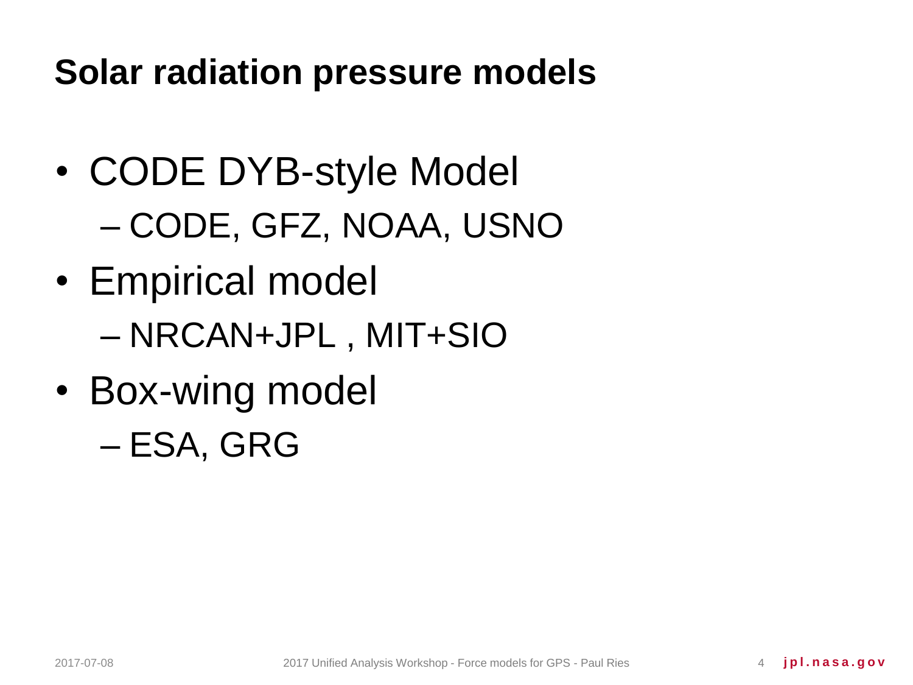# Solar radiation pressure models

- CODE DYB-style Model
  - CODE, GFZ, NOAA, USNO
- Empirical model
  - NRCAN+JPL , MIT+SIO
- Box-wing model
  - ESA, GRG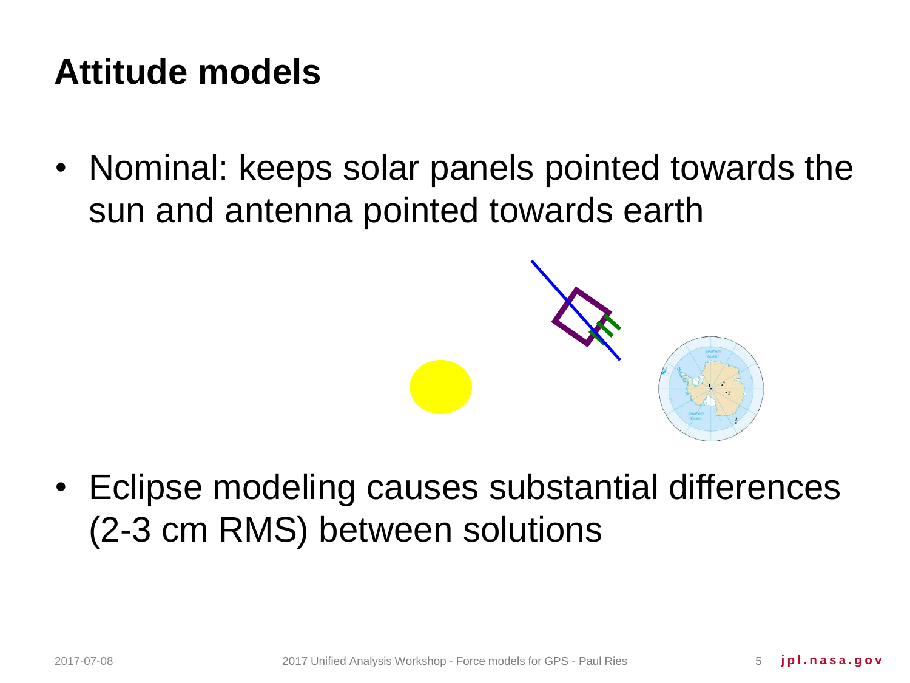# Attitude models

- Nominal: keeps solar panels pointed towards the sun and antenna pointed towards earth
- Eclipse modeling causes substantial differences (2-3 cm RMS) between solutions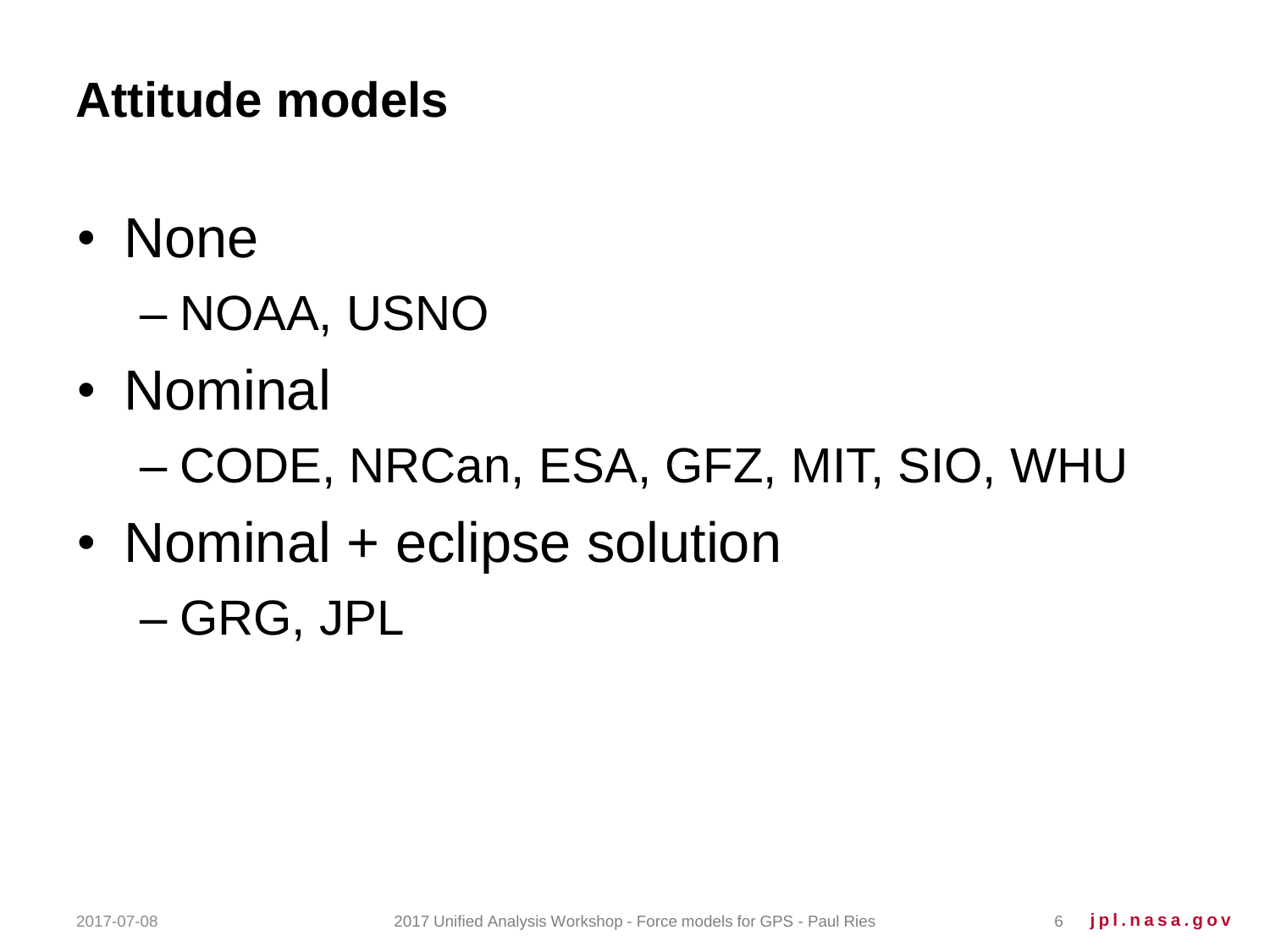# Attitude models

- None
  - NOAA, USNO
- Nominal
  - CODE, NRCan, ESA, GFZ, MIT, SIO, WHU
- Nominal + eclipse solution
  - GRG, JPL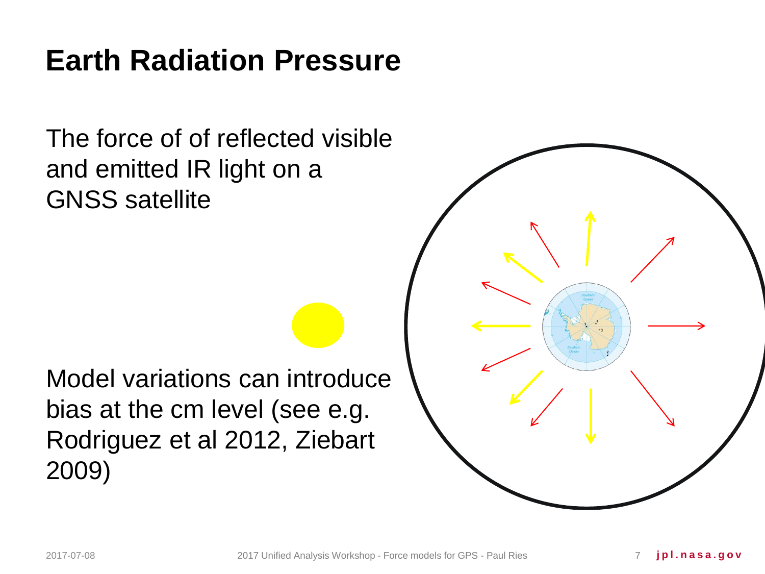# Earth Radiation Pressure

The force of of reflected visible and emitted IR light on a GNSS satellite

Model variations can introduce bias at the cm level (see e.g. Rodriguez et al 2012, Ziebart 2009)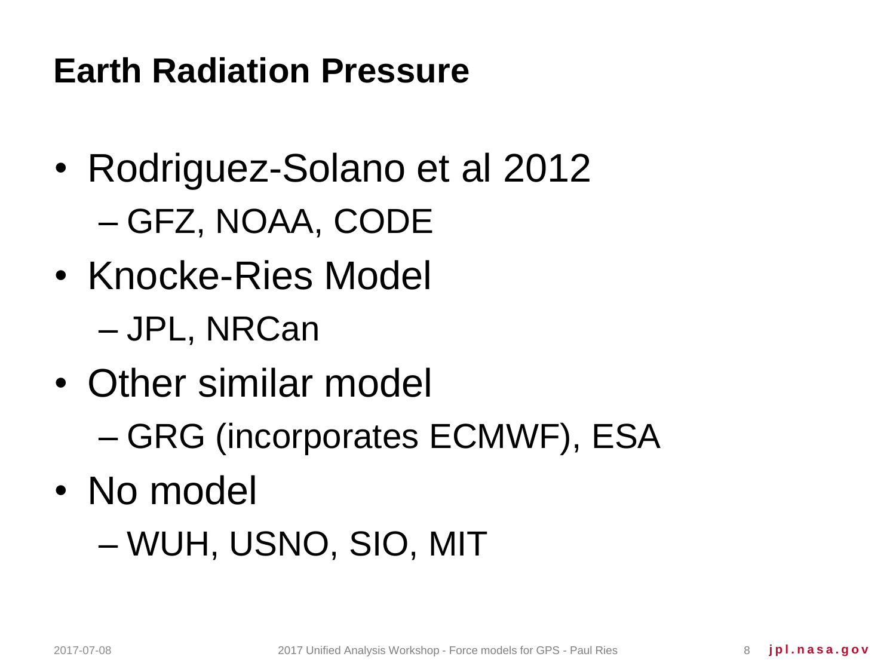# Earth Radiation Pressure

- Rodriguez-Solano et al 2012
  - GFZ, NOAA, CODE
- Knocke-Ries Model
  - JPL, NRCan
- Other similar model
  - GRG (incorporates ECMWF), ESA
- No model
  - WUH, USNO, SIO, MIT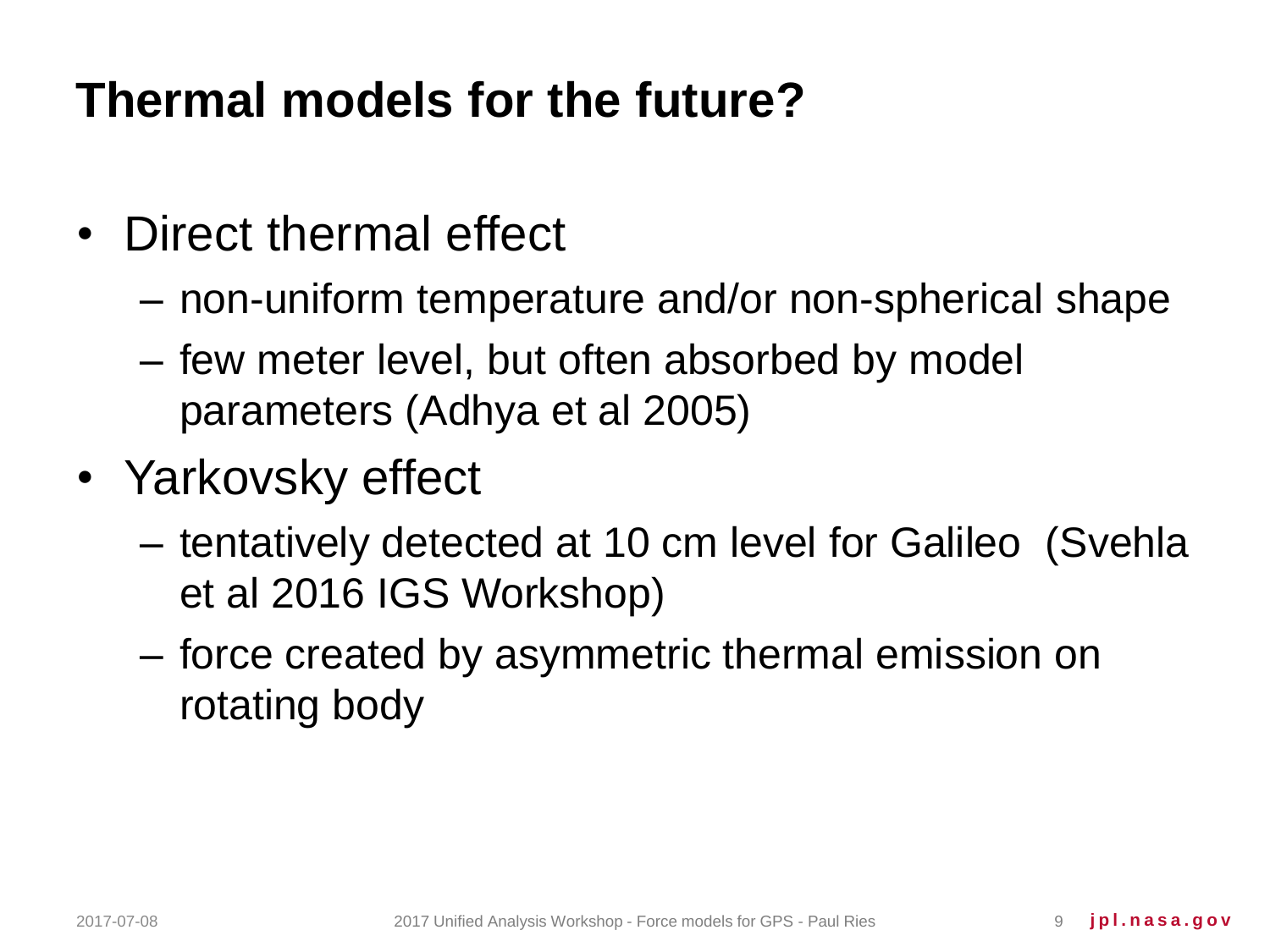# Thermal models for the future?

- Direct thermal effect
  - non-uniform temperature and/or non-spherical shape
  - few meter level, but often absorbed by model parameters (Adhya et al 2005)
- Yarkovsky effect
  - tentatively detected at 10 cm level for Galileo (Svehla et al 2016 IGS Workshop)
  - force created by asymmetric thermal emission on rotating body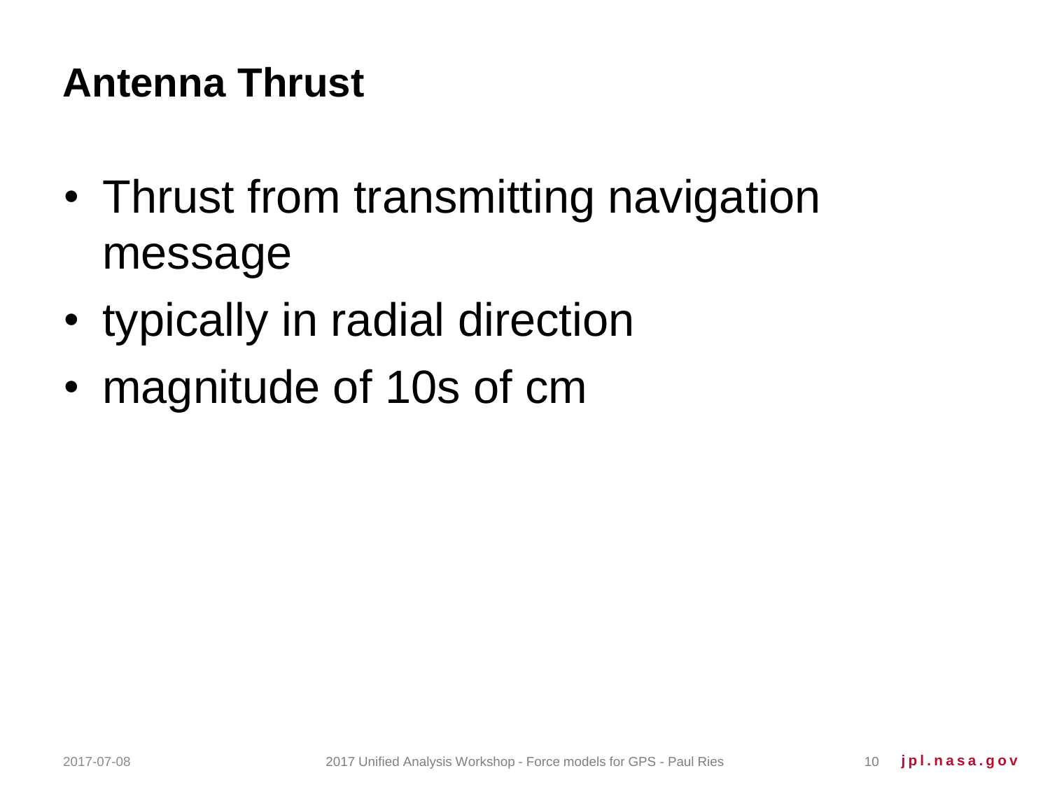# Antenna Thrust

- Thrust from transmitting navigation message
- typically in radial direction
- magnitude of 10s of cm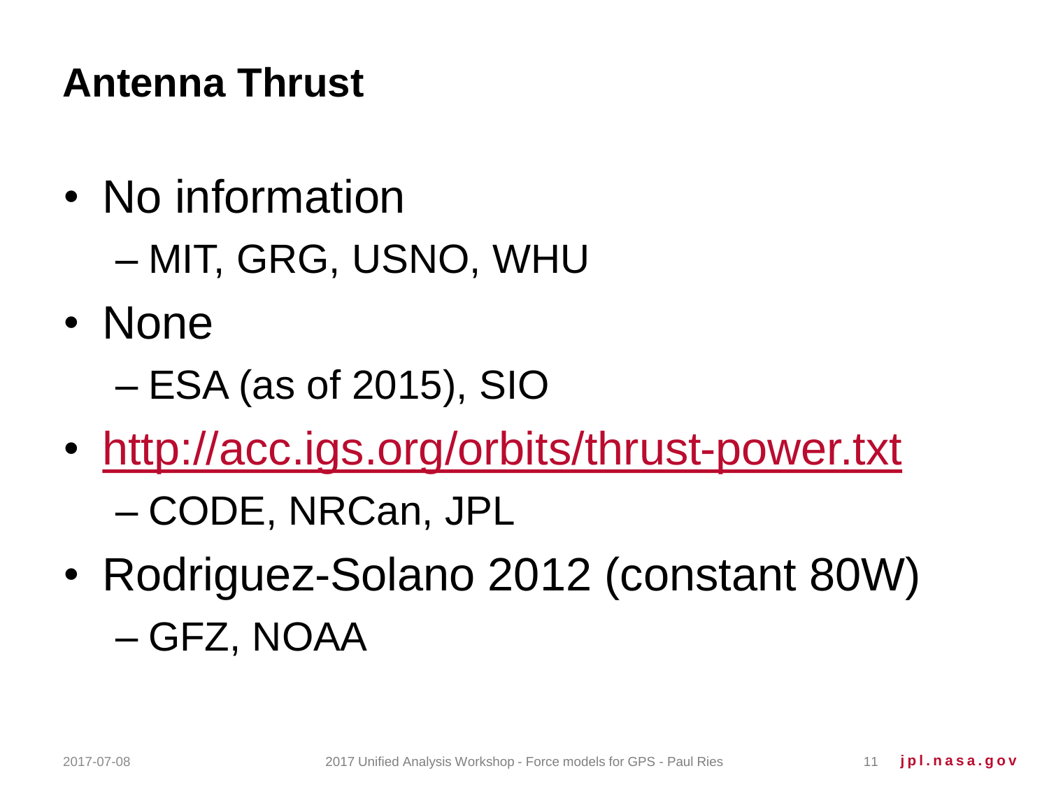# Antenna Thrust

- No information
  - MIT, GRG, USNO, WHU
- None
  - ESA (as of 2015), SIO
- [http://acc.igs.org/orbits/thrust-power.txt](http://acc.igs.org/orbits/thrust-power.txt)
  - CODE, NRCan, JPL
- Rodriguez-Solano 2012 (constant 80W)
  - GFZ, NOAA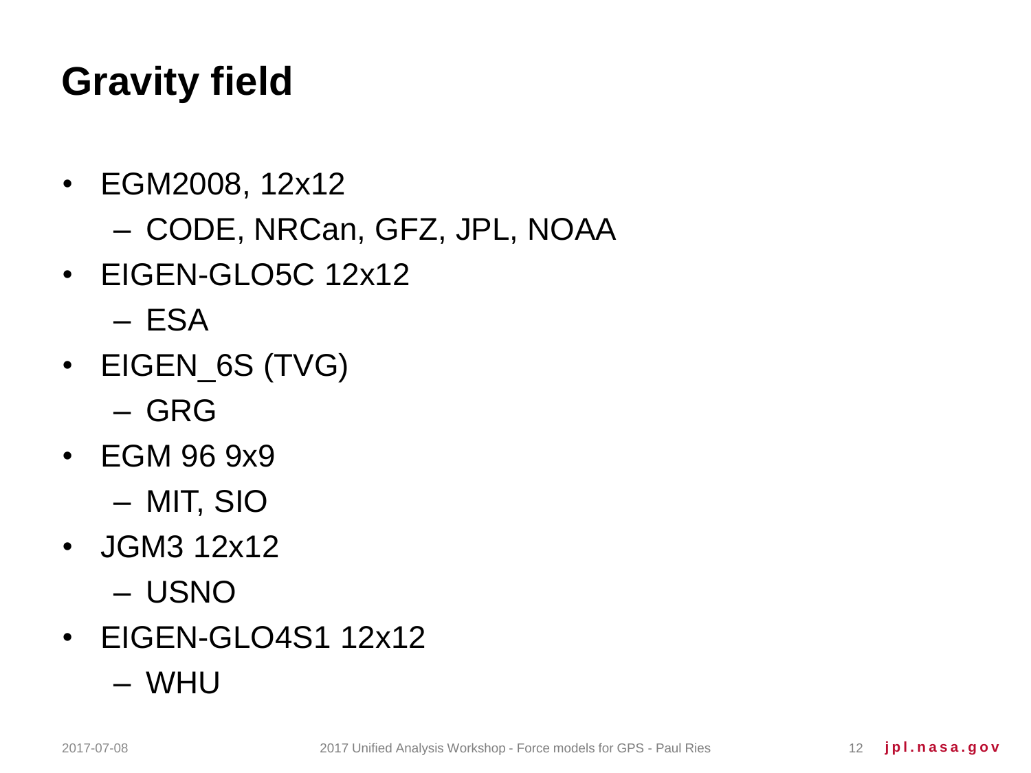# Gravity field

- EGM2008, 12x12
  - CODE, NRCan, GFZ, JPL, NOAA
- EIGEN-GLO5C 12x12
  - ESA
- EIGEN_6S (TVG)
  - GRG
- EGM 96 9x9
  - MIT, SIO
- JGM3 12x12
  - USNO
- EIGEN-GLO4S1 12x12
  - WHU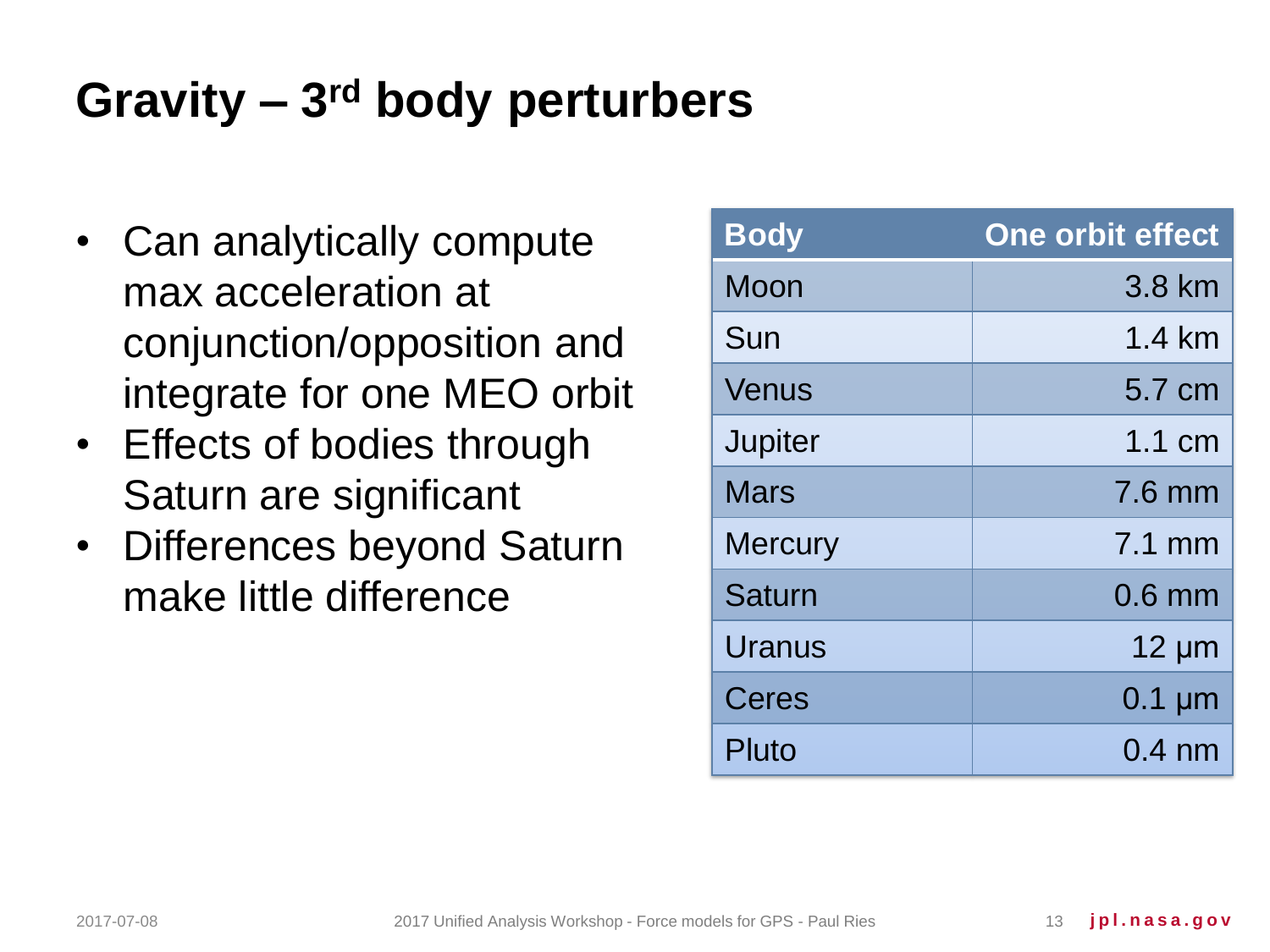# Gravity – 3rd body perturbers

- Can analytically compute max acceleration at conjunction/opposition and integrate for one MEO orbit
- Effects of bodies through Saturn are significant
- Differences beyond Saturn make little difference

| Body | One orbit effect |
|---|---:|
| Moon | 3.8 km |
| Sun | 1.4 km |
| Venus | 5.7 cm |
| Jupiter | 1.1 cm |
| Mars | 7.6 mm |
| Mercury | 7.1 mm |
| Saturn | 0.6 mm |
| Uranus | 12 μm |
| Ceres | 0.1 μm |
| Pluto | 0.4 nm |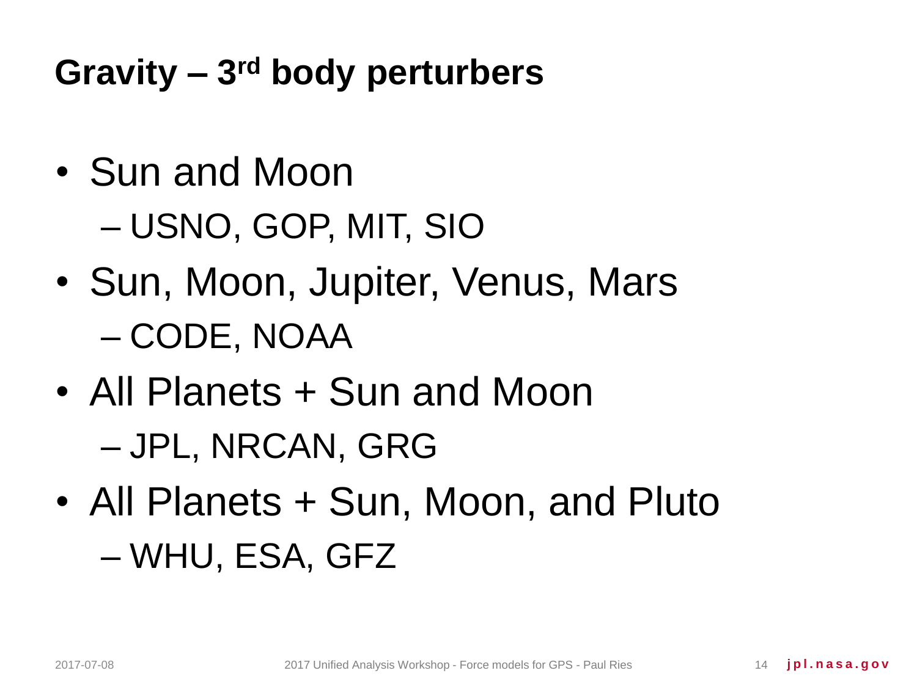# Gravity – 3rd body perturbers

- Sun and Moon
  - USNO, GOP, MIT, SIO
- Sun, Moon, Jupiter, Venus, Mars
  - CODE, NOAA
- All Planets + Sun and Moon
  - JPL, NRCAN, GRG
- All Planets + Sun, Moon, and Pluto
  - WHU, ESA, GFZ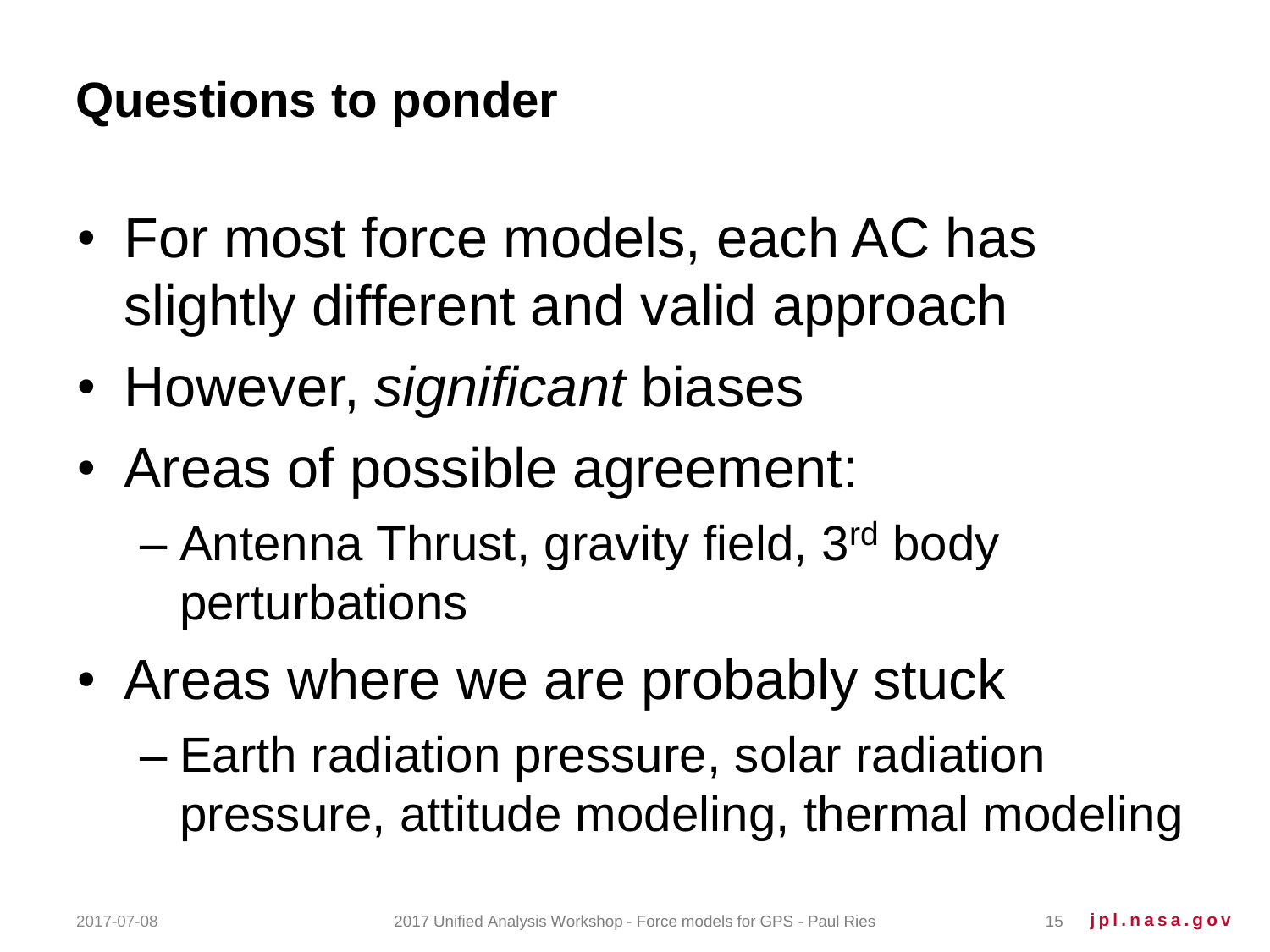# Questions to ponder

- For most force models, each AC has slightly different and valid approach
- However, *significant* biases
- Areas of possible agreement:
  - Antenna Thrust, gravity field, 3rd body perturbations
- Areas where we are probably stuck
  - Earth radiation pressure, solar radiation pressure, attitude modeling, thermal modeling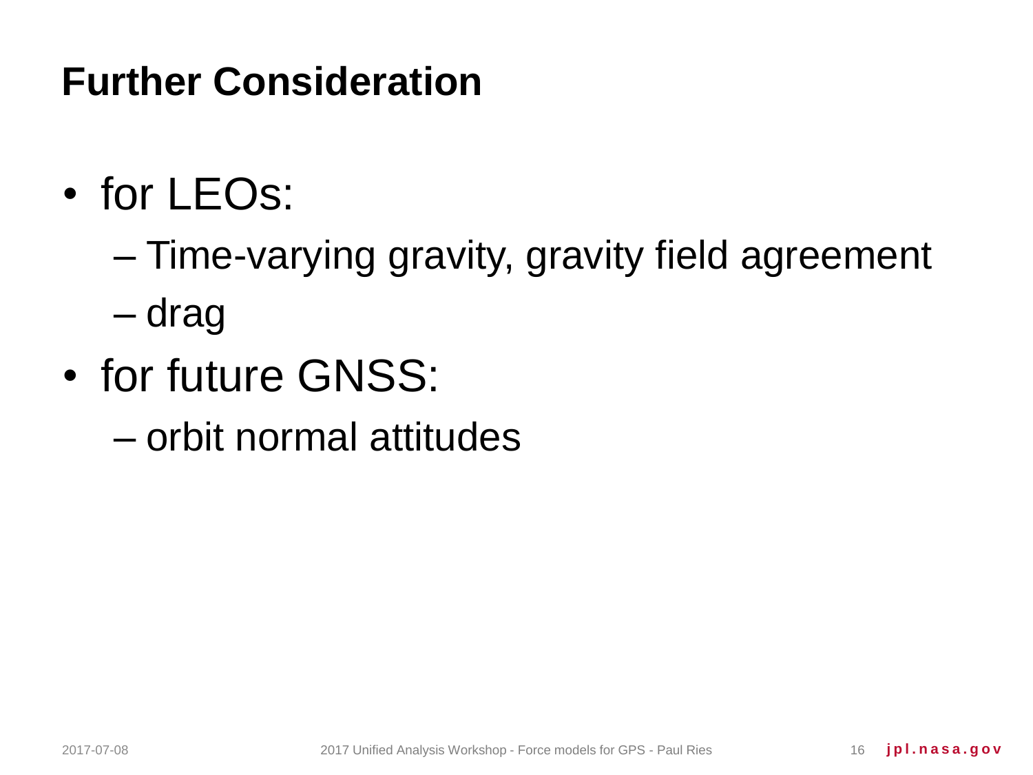# Further Consideration

- for LEOs:
  - Time-varying gravity, gravity field agreement
  - drag
- for future GNSS:
  - orbit normal attitudes